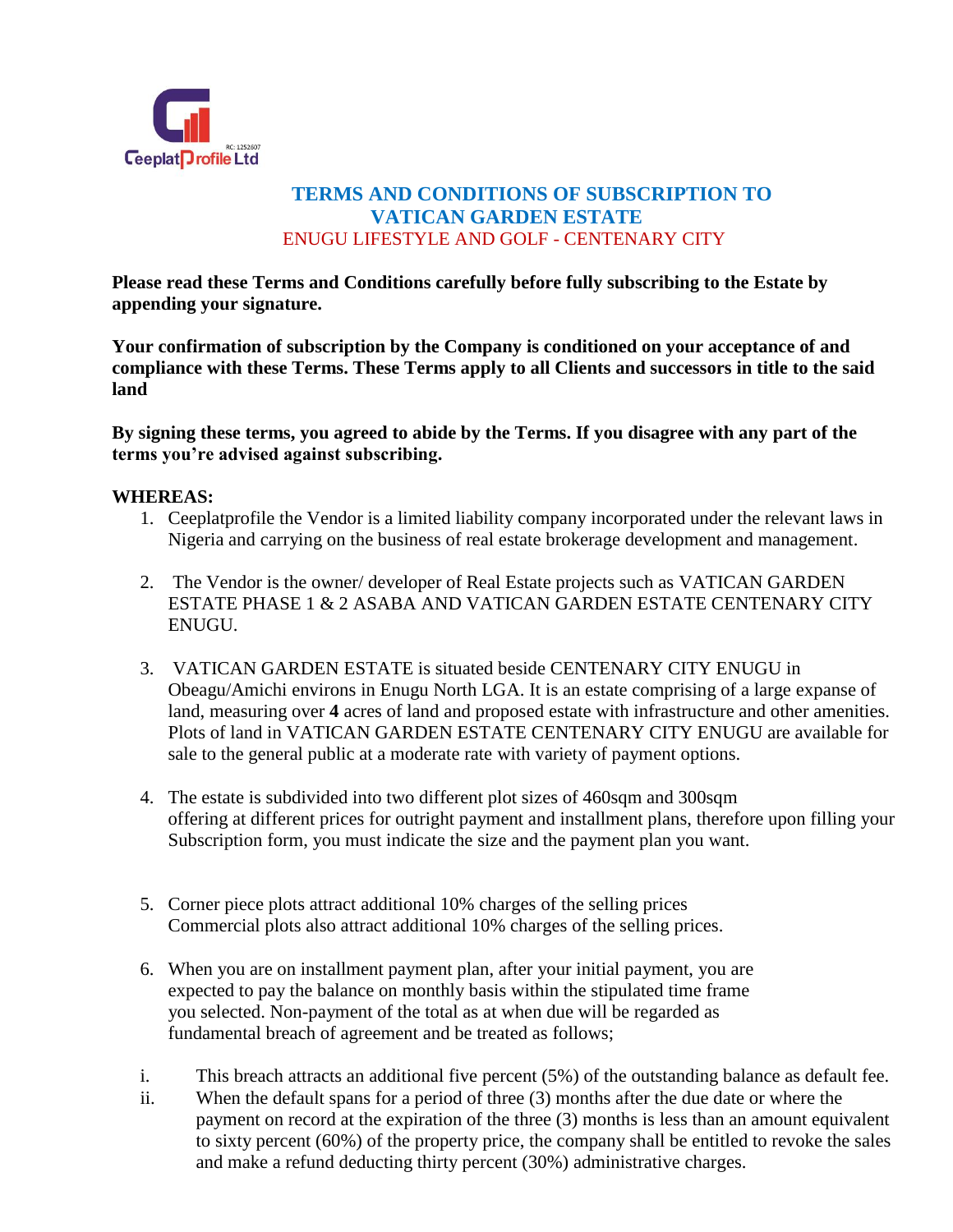Ceeplat Profile Ltd

RC: 1252607

## TERMS AND CONDITIONS OF SUBSCRIPTION TO VATICAN GARDEN ESTATE

### ENUGU LIFESTYLE AND GOLF - CENTENARY CITY

**Please read these Terms and Conditions carefully before fully subscribing to the Estate by appending your signature.**

**Your confirmation of subscription by the Company is conditioned on your acceptance of and compliance with these Terms. These Terms apply to all Clients and successors in title to the said land**

**By signing these terms, you agreed to abide by the Terms. If you disagree with any part of the terms you're advised against subscribing.**

**WHEREAS:**

1. Ceeplatprofile the Vendor is a limited liability company incorporated under the relevant laws in Nigeria and carrying on the business of real estate brokerage development and management.

2. The Vendor is the owner/ developer of Real Estate projects such as VATICAN GARDEN ESTATE PHASE 1 & 2 ASABA AND VATICAN GARDEN ESTATE CENTENARY CITY ENUGU.

3. VATICAN GARDEN ESTATE is situated beside CENTENARY CITY ENUGU in Obeagu/Amichi environs in Enugu North LGA. It is an estate comprising of a large expanse of land, measuring over **4** acres of land and proposed estate with infrastructure and other amenities. Plots of land in VATICAN GARDEN ESTATE CENTENARY CITY ENUGU are available for sale to the general public at a moderate rate with variety of payment options.

4. The estate is subdivided into two different plot sizes of 460sqm and 300sqm offering at different prices for outright payment and installment plans, therefore upon filling your Subscription form, you must indicate the size and the payment plan you want.

5. Corner piece plots attract additional 10% charges of the selling prices Commercial plots also attract additional 10% charges of the selling prices.

6. When you are on installment payment plan, after your initial payment, you are expected to pay the balance on monthly basis within the stipulated time frame you selected. Non-payment of the total as at when due will be regarded as fundamental breach of agreement and be treated as follows;

   i. This breach attracts an additional five percent (5%) of the outstanding balance as default fee.
   
   ii. When the default spans for a period of three (3) months after the due date or where the payment on record at the expiration of the three (3) months is less than an amount equivalent to sixty percent (60%) of the property price, the company shall be entitled to revoke the sales and make a refund deducting thirty percent (30%) administrative charges.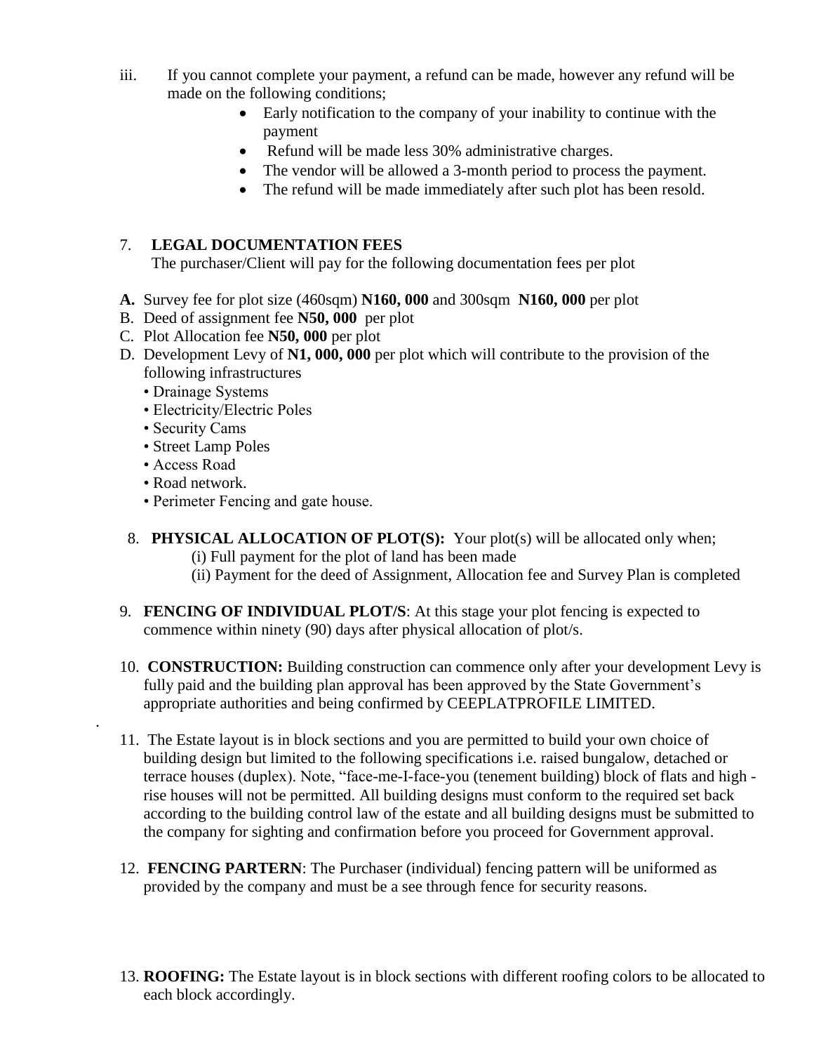iii. If you cannot complete your payment, a refund can be made, however any refund will be made on the following conditions;

- Early notification to the company of your inability to continue with the payment
- Refund will be made less 30% administrative charges.
- The vendor will be allowed a 3-month period to process the payment.
- The refund will be made immediately after such plot has been resold.

7. **LEGAL DOCUMENTATION FEES**
   The purchaser/Client will pay for the following documentation fees per plot

**A.** Survey fee for plot size (460sqm) **N160, 000** and 300sqm **N160, 000** per plot
B. Deed of assignment fee **N50, 000** per plot
C. Plot Allocation fee **N50, 000** per plot
D. Development Levy of **N1, 000, 000** per plot which will contribute to the provision of the following infrastructures
   • Drainage Systems
   • Electricity/Electric Poles
   • Security Cams
   • Street Lamp Poles
   • Access Road
   • Road network.
   • Perimeter Fencing and gate house.

8. **PHYSICAL ALLOCATION OF PLOT(S):** Your plot(s) will be allocated only when;
   (i) Full payment for the plot of land has been made
   (ii) Payment for the deed of Assignment, Allocation fee and Survey Plan is completed

9. **FENCING OF INDIVIDUAL PLOT/S**: At this stage your plot fencing is expected to commence within ninety (90) days after physical allocation of plot/s.

10. **CONSTRUCTION:** Building construction can commence only after your development Levy is fully paid and the building plan approval has been approved by the State Government's appropriate authorities and being confirmed by CEEPLATPROFILE LIMITED.

11. The Estate layout is in block sections and you are permitted to build your own choice of building design but limited to the following specifications i.e. raised bungalow, detached or terrace houses (duplex). Note, "face-me-I-face-you (tenement building) block of flats and high - rise houses will not be permitted. All building designs must conform to the required set back according to the building control law of the estate and all building designs must be submitted to the company for sighting and confirmation before you proceed for Government approval.

12. **FENCING PARTERN**: The Purchaser (individual) fencing pattern will be uniformed as provided by the company and must be a see through fence for security reasons.

13. **ROOFING:** The Estate layout is in block sections with different roofing colors to be allocated to each block accordingly.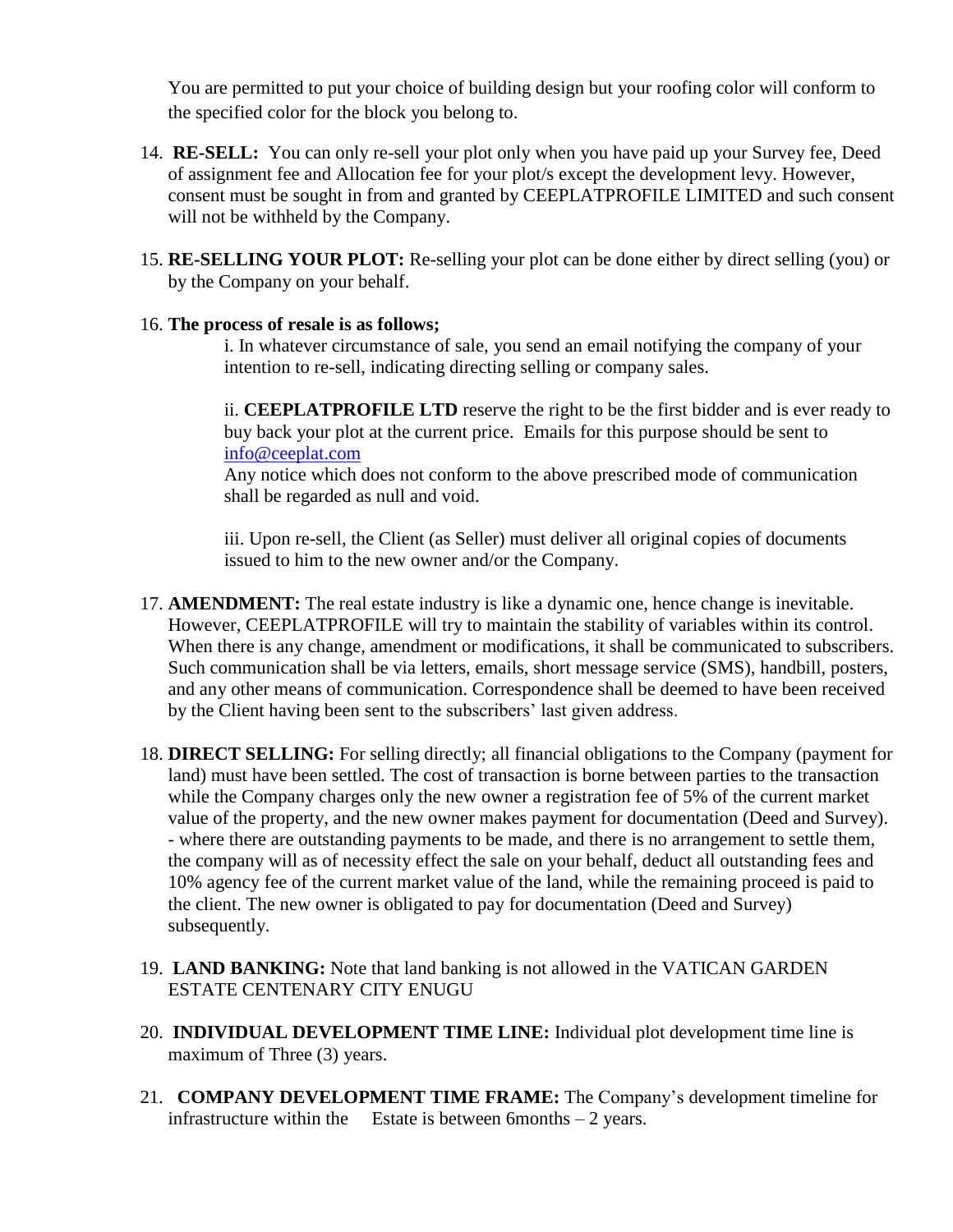You are permitted to put your choice of building design but your roofing color will conform to the specified color for the block you belong to.

14. **RE-SELL:** You can only re-sell your plot only when you have paid up your Survey fee, Deed of assignment fee and Allocation fee for your plot/s except the development levy. However, consent must be sought in from and granted by CEEPLATPROFILE LIMITED and such consent will not be withheld by the Company.

15. **RE-SELLING YOUR PLOT:** Re-selling your plot can be done either by direct selling (you) or by the Company on your behalf.

16. **The process of resale is as follows;**

    i. In whatever circumstance of sale, you send an email notifying the company of your intention to re-sell, indicating directing selling or company sales.

    ii. **CEEPLATPROFILE LTD** reserve the right to be the first bidder and is ever ready to buy back your plot at the current price. Emails for this purpose should be sent to [info@ceeplat.com](mailto:info@ceeplat.com)
    Any notice which does not conform to the above prescribed mode of communication shall be regarded as null and void.

    iii. Upon re-sell, the Client (as Seller) must deliver all original copies of documents issued to him to the new owner and/or the Company.

17. **AMENDMENT:** The real estate industry is like a dynamic one, hence change is inevitable. However, CEEPLATPROFILE will try to maintain the stability of variables within its control. When there is any change, amendment or modifications, it shall be communicated to subscribers. Such communication shall be via letters, emails, short message service (SMS), handbill, posters, and any other means of communication. Correspondence shall be deemed to have been received by the Client having been sent to the subscribers' last given address.

18. **DIRECT SELLING:** For selling directly; all financial obligations to the Company (payment for land) must have been settled. The cost of transaction is borne between parties to the transaction while the Company charges only the new owner a registration fee of 5% of the current market value of the property, and the new owner makes payment for documentation (Deed and Survey).
    - where there are outstanding payments to be made, and there is no arrangement to settle them, the company will as of necessity effect the sale on your behalf, deduct all outstanding fees and 10% agency fee of the current market value of the land, while the remaining proceed is paid to the client. The new owner is obligated to pay for documentation (Deed and Survey) subsequently.

19. **LAND BANKING:** Note that land banking is not allowed in the VATICAN GARDEN ESTATE CENTENARY CITY ENUGU

20. **INDIVIDUAL DEVELOPMENT TIME LINE:** Individual plot development time line is maximum of Three (3) years.

21. **COMPANY DEVELOPMENT TIME FRAME:** The Company's development timeline for infrastructure within the Estate is between 6months – 2 years.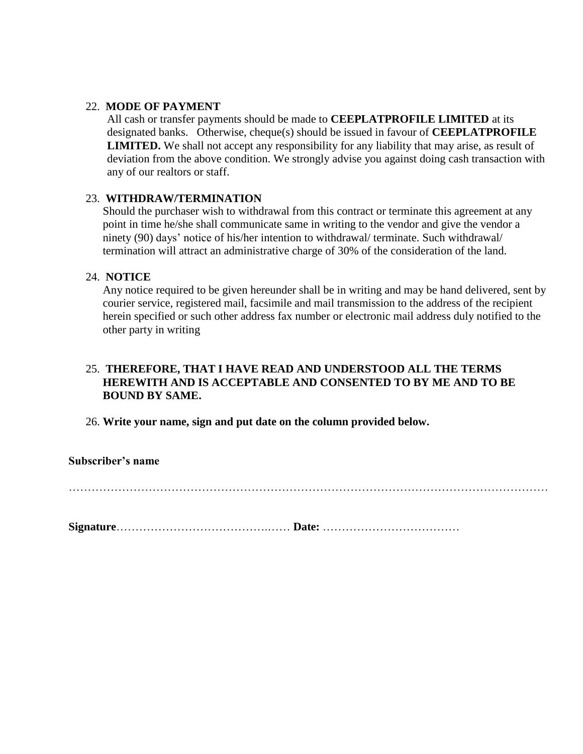22. **MODE OF PAYMENT**

All cash or transfer payments should be made to **CEEPLATPROFILE LIMITED** at its designated banks. Otherwise, cheque(s) should be issued in favour of **CEEPLATPROFILE LIMITED.** We shall not accept any responsibility for any liability that may arise, as result of deviation from the above condition. We strongly advise you against doing cash transaction with any of our realtors or staff.

23. **WITHDRAW/TERMINATION**

Should the purchaser wish to withdrawal from this contract or terminate this agreement at any point in time he/she shall communicate same in writing to the vendor and give the vendor a ninety (90) days' notice of his/her intention to withdrawal/ terminate. Such withdrawal/ termination will attract an administrative charge of 30% of the consideration of the land.

24. **NOTICE**

Any notice required to be given hereunder shall be in writing and may be hand delivered, sent by courier service, registered mail, facsimile and mail transmission to the address of the recipient herein specified or such other address fax number or electronic mail address duly notified to the other party in writing

25. **THEREFORE, THAT I HAVE READ AND UNDERSTOOD ALL THE TERMS HEREWITH AND IS ACCEPTABLE AND CONSENTED TO BY ME AND TO BE BOUND BY SAME.**

26. **Write your name, sign and put date on the column provided below.**

**Subscriber's name**

……………………………………………………………………………………………………………

**Signature**……………………………………….…… **Date:** ………………………………